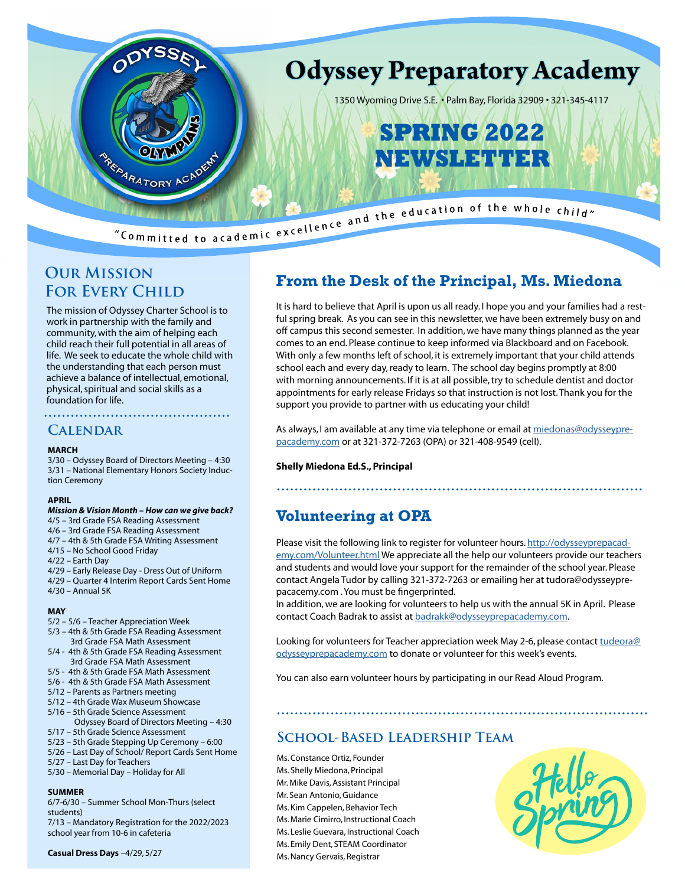# Odyssey Preparatory Academy

1350 Wyoming Drive S.E. • Palm Bay, Florida 32909 • 321-345-4117

## SPRING 2022 NEWSLETTER

"Committed to academic excellence and the education of the whole child"

## Our Mission For Every Child

The mission of Odyssey Charter School is to work in partnership with the family and community, with the aim of helping each child reach their full potential in all areas of life. We seek to educate the whole child with the understanding that each person must achieve a balance of intellectual, emotional, physical, spiritual and social skills as a foundation for life.

## Calendar

**MARCH**

3/30 – Odyssey Board of Directors Meeting – 4:30
3/31 – National Elementary Honors Society Induction Ceremony

**APRIL**

***Mission & Vision Month – How can we give back?***

4/5 – 3rd Grade FSA Reading Assessment
4/6 – 3rd Grade FSA Reading Assessment
4/7 – 4th & 5th Grade FSA Writing Assessment
4/15 – No School Good Friday
4/22 – Earth Day
4/29 – Early Release Day - Dress Out of Uniform
4/29 – Quarter 4 Interim Report Cards Sent Home
4/30 – Annual 5K

**MAY**

5/2 – 5/6 – Teacher Appreciation Week
5/3 – 4th & 5th Grade FSA Reading Assessment
3rd Grade FSA Math Assessment
5/4 - 4th & 5th Grade FSA Reading Assessment
3rd Grade FSA Math Assessment
5/5 - 4th & 5th Grade FSA Math Assessment
5/6 - 4th & 5th Grade FSA Math Assessment
5/12 – Parents as Partners meeting
5/12 – 4th Grade Wax Museum Showcase
5/16 – 5th Grade Science Assessment
Odyssey Board of Directors Meeting – 4:30
5/17 – 5th Grade Science Assessment
5/23 – 5th Grade Stepping Up Ceremony – 6:00
5/26 – Last Day of School/ Report Cards Sent Home
5/27 – Last Day for Teachers
5/30 – Memorial Day – Holiday for All

**SUMMER**

6/7-6/30 – Summer School Mon-Thurs (select students)
7/13 – Mandatory Registration for the 2022/2023 school year from 10-6 in cafeteria

**Casual Dress Days** –4/29, 5/27

## From the Desk of the Principal, Ms. Miedona

It is hard to believe that April is upon us all ready. I hope you and your families had a restful spring break. As you can see in this newsletter, we have been extremely busy on and off campus this second semester. In addition, we have many things planned as the year comes to an end. Please continue to keep informed via Blackboard and on Facebook. With only a few months left of school, it is extremely important that your child attends school each and every day, ready to learn. The school day begins promptly at 8:00 with morning announcements. If it is at all possible, try to schedule dentist and doctor appointments for early release Fridays so that instruction is not lost. Thank you for the support you provide to partner with us educating your child!

As always, I am available at any time via telephone or email at miedonas@odysseyprepacademy.com or at 321-372-7263 (OPA) or 321-408-9549 (cell).

**Shelly Miedona Ed.S., Principal**

## Volunteering at OPA

Please visit the following link to register for volunteer hours. http://odysseyprepacademy.com/Volunteer.html We appreciate all the help our volunteers provide our teachers and students and would love your support for the remainder of the school year. Please contact Angela Tudor by calling 321-372-7263 or emailing her at tudora@odysseyprepacacemy.com . You must be fingerprinted.
In addition, we are looking for volunteers to help us with the annual 5K in April. Please contact Coach Badrak to assist at badrakk@odysseyprepacademy.com.

Looking for volunteers for Teacher appreciation week May 2-6, please contact tudeora@odysseyprepacademy.com to donate or volunteer for this week's events.

You can also earn volunteer hours by participating in our Read Aloud Program.

## School-Based Leadership Team

Ms. Constance Ortiz, Founder
Ms. Shelly Miedona, Principal
Mr. Mike Davis, Assistant Principal
Mr. Sean Antonio, Guidance
Ms. Kim Cappelen, Behavior Tech
Ms. Marie Cimirro, Instructional Coach
Ms. Leslie Guevara, Instructional Coach
Ms. Emily Dent, STEAM Coordinator
Ms. Nancy Gervais, Registrar

Hello Spring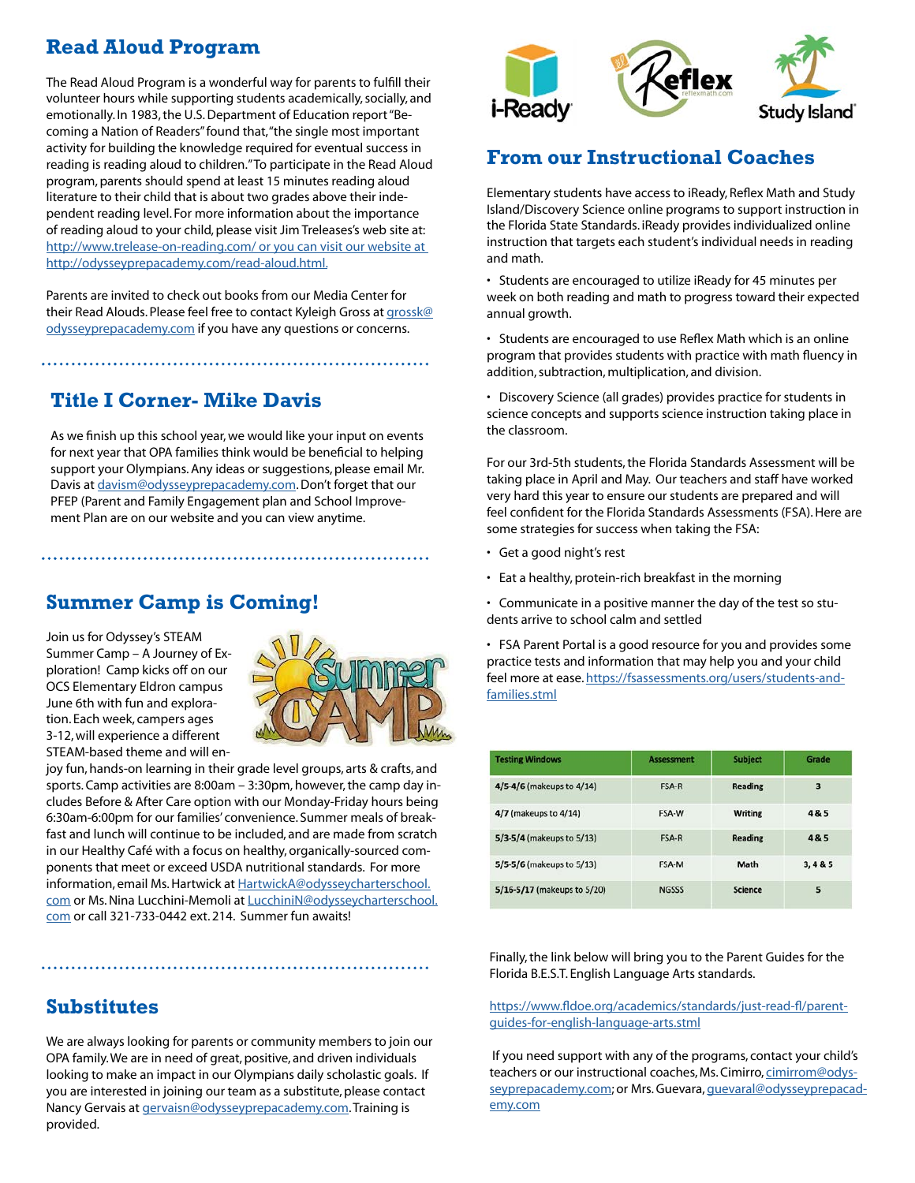## Read Aloud Program

The Read Aloud Program is a wonderful way for parents to fulfill their volunteer hours while supporting students academically, socially, and emotionally. In 1983, the U.S. Department of Education report "Becoming a Nation of Readers" found that, "the single most important activity for building the knowledge required for eventual success in reading is reading aloud to children." To participate in the Read Aloud program, parents should spend at least 15 minutes reading aloud literature to their child that is about two grades above their independent reading level. For more information about the importance of reading aloud to your child, please visit Jim Treleases's web site at: http://www.trelease-on-reading.com/ or you can visit our website at http://odysseyprepacademy.com/read-aloud.html.

Parents are invited to check out books from our Media Center for their Read Alouds. Please feel free to contact Kyleigh Gross at grossk@odysseyprepacademy.com if you have any questions or concerns.

## Title I Corner- Mike Davis

As we finish up this school year, we would like your input on events for next year that OPA families think would be beneficial to helping support your Olympians. Any ideas or suggestions, please email Mr. Davis at davism@odysseyprepacademy.com. Don't forget that our PFEP (Parent and Family Engagement plan and School Improvement Plan are on our website and you can view anytime.

## Summer Camp is Coming!

Join us for Odyssey's STEAM Summer Camp – A Journey of Exploration! Camp kicks off on our OCS Elementary Eldron campus June 6th with fun and exploration. Each week, campers ages 3-12, will experience a different STEAM-based theme and will enjoy fun, hands-on learning in their grade level groups, arts & crafts, and sports. Camp activities are 8:00am – 3:30pm, however, the camp day includes Before & After Care option with our Monday-Friday hours being 6:30am-6:00pm for our families' convenience. Summer meals of breakfast and lunch will continue to be included, and are made from scratch in our Healthy Café with a focus on healthy, organically-sourced components that meet or exceed USDA nutritional standards. For more information, email Ms. Hartwick at HartwickA@odysseycharterschool.com or Ms. Nina Lucchini-Memoli at LucchiniN@odysseycharterschool.com or call 321-733-0442 ext. 214. Summer fun awaits!

## Substitutes

We are always looking for parents or community members to join our OPA family. We are in need of great, positive, and driven individuals looking to make an impact in our Olympians daily scholastic goals. If you are interested in joining our team as a substitute, please contact Nancy Gervais at gervaisn@odysseyprepacademy.com. Training is provided.

## From our Instructional Coaches

Elementary students have access to iReady, Reflex Math and Study Island/Discovery Science online programs to support instruction in the Florida State Standards. iReady provides individualized online instruction that targets each student's individual needs in reading and math.

- Students are encouraged to utilize iReady for 45 minutes per week on both reading and math to progress toward their expected annual growth.
- Students are encouraged to use Reflex Math which is an online program that provides students with practice with math fluency in addition, subtraction, multiplication, and division.
- Discovery Science (all grades) provides practice for students in science concepts and supports science instruction taking place in the classroom.

For our 3rd-5th students, the Florida Standards Assessment will be taking place in April and May. Our teachers and staff have worked very hard this year to ensure our students are prepared and will feel confident for the Florida Standards Assessments (FSA). Here are some strategies for success when taking the FSA:

- Get a good night's rest
- Eat a healthy, protein-rich breakfast in the morning
- Communicate in a positive manner the day of the test so students arrive to school calm and settled
- FSA Parent Portal is a good resource for you and provides some practice tests and information that may help you and your child feel more at ease. https://fsassessments.org/users/students-and-families.stml

| Testing Windows | Assessment | Subject | Grade |
|---|---|---|---|
| 4/5-4/6 (makeups to 4/14) | FSA-R | Reading | 3 |
| 4/7 (makeups to 4/14) | FSA-W | Writing | 4 & 5 |
| 5/3-5/4 (makeups to 5/13) | FSA-R | Reading | 4 & 5 |
| 5/5-5/6 (makeups to 5/13) | FSA-M | Math | 3, 4 & 5 |
| 5/16-5/17 (makeups to 5/20) | NGSSS | Science | 5 |

Finally, the link below will bring you to the Parent Guides for the Florida B.E.S.T. English Language Arts standards.

https://www.fldoe.org/academics/standards/just-read-fl/parent-guides-for-english-language-arts.stml

If you need support with any of the programs, contact your child's teachers or our instructional coaches, Ms. Cimirro, cimirrom@odysseyprepacademy.com; or Mrs. Guevara, guevaral@odysseyprepacademy.com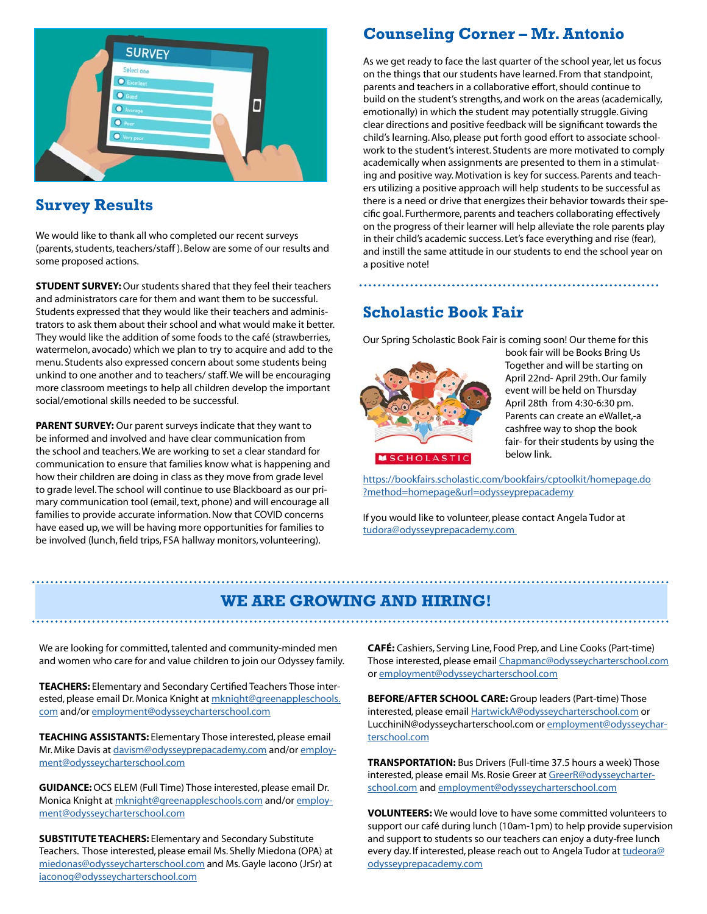## Survey Results

We would like to thank all who completed our recent surveys (parents, students, teachers/staff ). Below are some of our results and some proposed actions.

**STUDENT SURVEY:** Our students shared that they feel their teachers and administrators care for them and want them to be successful. Students expressed that they would like their teachers and administrators to ask them about their school and what would make it better. They would like the addition of some foods to the café (strawberries, watermelon, avocado) which we plan to try to acquire and add to the menu. Students also expressed concern about some students being unkind to one another and to teachers/ staff. We will be encouraging more classroom meetings to help all children develop the important social/emotional skills needed to be successful.

**PARENT SURVEY:** Our parent surveys indicate that they want to be informed and involved and have clear communication from the school and teachers. We are working to set a clear standard for communication to ensure that families know what is happening and how their children are doing in class as they move from grade level to grade level. The school will continue to use Blackboard as our primary communication tool (email, text, phone) and will encourage all families to provide accurate information. Now that COVID concerns have eased up, we will be having more opportunities for families to be involved (lunch, field trips, FSA hallway monitors, volunteering).

## Counseling Corner – Mr. Antonio

As we get ready to face the last quarter of the school year, let us focus on the things that our students have learned. From that standpoint, parents and teachers in a collaborative effort, should continue to build on the student's strengths, and work on the areas (academically, emotionally) in which the student may potentially struggle. Giving clear directions and positive feedback will be significant towards the child's learning. Also, please put forth good effort to associate schoolwork to the student's interest. Students are more motivated to comply academically when assignments are presented to them in a stimulating and positive way. Motivation is key for success. Parents and teachers utilizing a positive approach will help students to be successful as there is a need or drive that energizes their behavior towards their specific goal. Furthermore, parents and teachers collaborating effectively on the progress of their learner will help alleviate the role parents play in their child's academic success. Let's face everything and rise (fear), and instill the same attitude in our students to end the school year on a positive note!

## Scholastic Book Fair

Our Spring Scholastic Book Fair is coming soon! Our theme for this book fair will be Books Bring Us Together and will be starting on April 22nd- April 29th. Our family event will be held on Thursday April 28th from 4:30-6:30 pm. Parents can create an eWallet,-a cashfree way to shop the book fair- for their students by using the below link.

https://bookfairs.scholastic.com/bookfairs/cptoolkit/homepage.do?method=homepage&url=odysseyprepacademy

If you would like to volunteer, please contact Angela Tudor at tudora@odysseyprepacademy.com

## WE ARE GROWING AND HIRING!

We are looking for committed, talented and community-minded men and women who care for and value children to join our Odyssey family.

**TEACHERS:** Elementary and Secondary Certified Teachers Those interested, please email Dr. Monica Knight at mknight@greenappleschools.com and/or employment@odysseycharterschool.com

**TEACHING ASSISTANTS:** Elementary Those interested, please email Mr. Mike Davis at davism@odysseyprepacademy.com and/or employment@odysseycharterschool.com

**GUIDANCE:** OCS ELEM (Full Time) Those interested, please email Dr. Monica Knight at mknight@greenappleschools.com and/or employment@odysseycharterschool.com

**SUBSTITUTE TEACHERS:** Elementary and Secondary Substitute Teachers. Those interested, please email Ms. Shelly Miedona (OPA) at miedonas@odysseycharterschool.com and Ms. Gayle Iacono (JrSr) at iaconog@odysseycharterschool.com

**CAFÉ:** Cashiers, Serving Line, Food Prep, and Line Cooks (Part-time) Those interested, please email Chapmanc@odysseycharterschool.com or employment@odysseycharterschool.com

**BEFORE/AFTER SCHOOL CARE:** Group leaders (Part-time) Those interested, please email HartwickA@odysseycharterschool.com or LucchiniN@odysseycharterschool.com or employment@odysseycharterschool.com

**TRANSPORTATION:** Bus Drivers (Full-time 37.5 hours a week) Those interested, please email Ms. Rosie Greer at GreerR@odysseycharterschool.com and employment@odysseycharterschool.com

**VOLUNTEERS:** We would love to have some committed volunteers to support our café during lunch (10am-1pm) to help provide supervision and support to students so our teachers can enjoy a duty-free lunch every day. If interested, please reach out to Angela Tudor at tudeora@odysseyprepacademy.com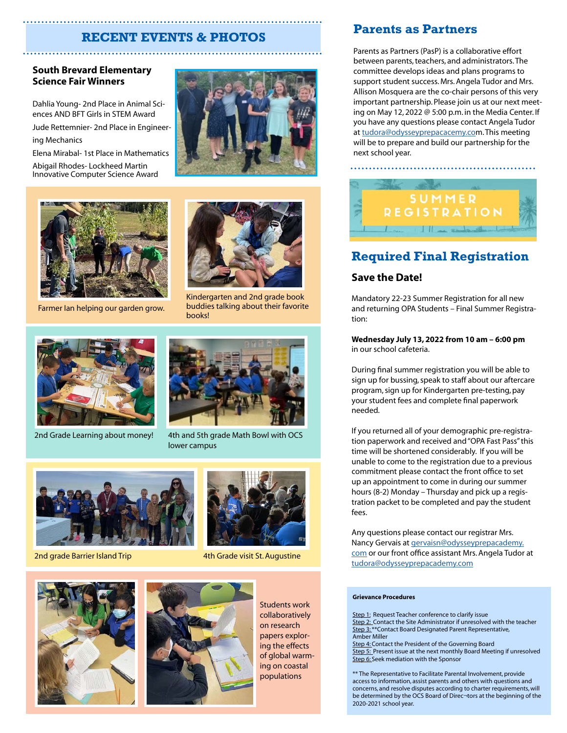## RECENT EVENTS & PHOTOS

### South Brevard Elementary Science Fair Winners

Dahlia Young- 2nd Place in Animal Sciences AND BFT Girls in STEM Award

Jude Rettemnier- 2nd Place in Engineering Mechanics

Elena Mirabal- 1st Place in Mathematics

Abigail Rhodes- Lockheed Martin Innovative Computer Science Award

Farmer Ian helping our garden grow.

Kindergarten and 2nd grade book buddies talking about their favorite books!

2nd Grade Learning about money!

4th and 5th grade Math Bowl with OCS lower campus

2nd grade Barrier Island Trip

4th Grade visit St. Augustine

Students work collaboratively on research papers exploring the effects of global warming on coastal populations

## Parents as Partners

Parents as Partners (PasP) is a collaborative effort between parents, teachers, and administrators. The committee develops ideas and plans programs to support student success. Mrs. Angela Tudor and Mrs. Allison Mosquera are the co-chair persons of this very important partnership. Please join us at our next meeting on May 12, 2022 @ 5:00 p.m. in the Media Center. If you have any questions please contact Angela Tudor at tudora@odysseyprepacacemy.com. This meeting will be to prepare and build our partnership for the next school year.

SUMMER REGISTRATION

## Required Final Registration

### Save the Date!

Mandatory 22-23 Summer Registration for all new and returning OPA Students – Final Summer Registration:

**Wednesday July 13, 2022 from 10 am – 6:00 pm** in our school cafeteria.

During final summer registration you will be able to sign up for bussing, speak to staff about our aftercare program, sign up for Kindergarten pre-testing, pay your student fees and complete final paperwork needed.

If you returned all of your demographic pre-registration paperwork and received and "OPA Fast Pass" this time will be shortened considerably. If you will be unable to come to the registration due to a previous commitment please contact the front office to set up an appointment to come in during our summer hours (8-2) Monday – Thursday and pick up a registration packet to be completed and pay the student fees.

Any questions please contact our registrar Mrs. Nancy Gervais at gervaisn@odysseyprepacademy.com or our front office assistant Mrs. Angela Tudor at tudora@odysseyprepacademy.com

**Grievance Procedures**

Step 1: Request Teacher conference to clarify issue
Step 2: Contact the Site Administrator if unresolved with the teacher
Step 3: **Contact Board Designated Parent Representative, Amber Miller
Step 4: Contact the President of the Governing Board
Step 5: Present issue at the next monthly Board Meeting if unresolved
Step 6: Seek mediation with the Sponsor

** The Representative to Facilitate Parental Involvement, provide access to information, assist parents and others with questions and concerns, and resolve disputes according to charter requirements, will be determined by the OCS Board of Directors at the beginning of the 2020-2021 school year.